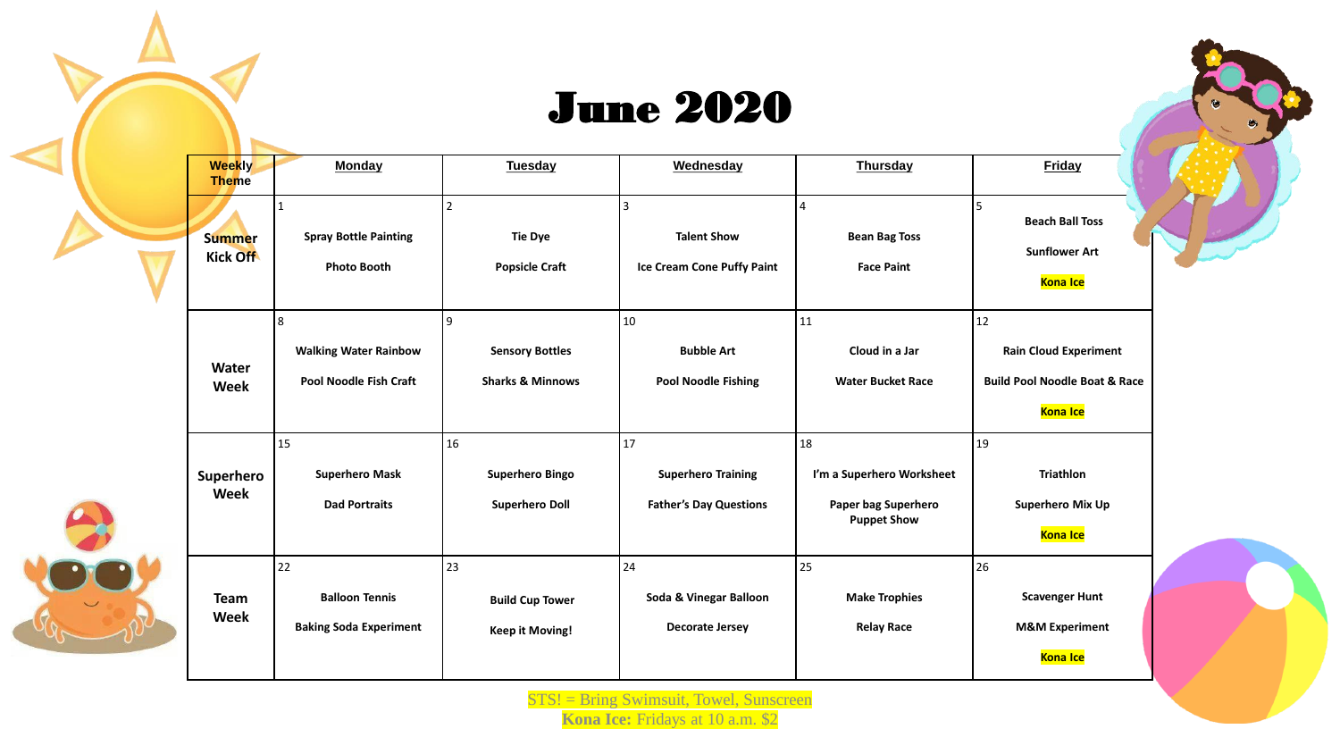# June 2020

| Weekly Theme | Monday | Tuesday | Wednesday | Thursday | Friday |
|---|---|---|---|---|---|
| Summer Kick Off | 1<br>Spray Bottle Painting<br>Photo Booth | 2<br>Tie Dye<br>Popsicle Craft | 3<br>Talent Show<br>Ice Cream Cone Puffy Paint | 4<br>Bean Bag Toss<br>Face Paint | 5<br>Beach Ball Toss<br>Sunflower Art<br>Kona Ice |
| Water Week | 8<br>Walking Water Rainbow<br>Pool Noodle Fish Craft | 9<br>Sensory Bottles<br>Sharks & Minnows | 10<br>Bubble Art<br>Pool Noodle Fishing | 11<br>Cloud in a Jar<br>Water Bucket Race | 12<br>Rain Cloud Experiment<br>Build Pool Noodle Boat & Race<br>Kona Ice |
| Superhero Week | 15<br>Superhero Mask<br>Dad Portraits | 16<br>Superhero Bingo<br>Superhero Doll | 17<br>Superhero Training<br>Father's Day Questions | 18<br>I'm a Superhero Worksheet<br>Paper bag Superhero Puppet Show | 19<br>Triathlon<br>Superhero Mix Up<br>Kona Ice |
| Team Week | 22<br>Balloon Tennis<br>Baking Soda Experiment | 23<br>Build Cup Tower<br>Keep it Moving! | 24<br>Soda & Vinegar Balloon<br>Decorate Jersey | 25<br>Make Trophies<br>Relay Race | 26<br>Scavenger Hunt<br>M&M Experiment<br>Kona Ice |

STS! = Bring Swimsuit, Towel, Sunscreen

**Kona Ice:** Fridays at 10 a.m. $2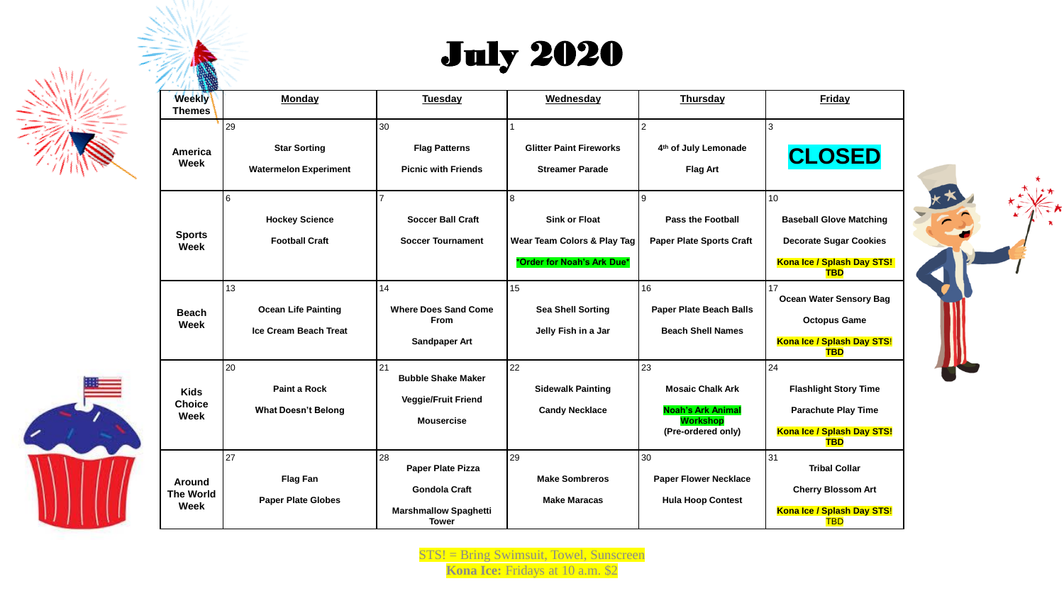# July 2020

| Weekly Themes | Monday | Tuesday | Wednesday | Thursday | Friday |
|---|---|---|---|---|---|
| America Week | 29<br>Star Sorting<br>Watermelon Experiment | 30<br>Flag Patterns<br>Picnic with Friends | 1<br>Glitter Paint Fireworks<br>Streamer Parade | 2<br>4th of July Lemonade<br>Flag Art | 3<br>**CLOSED** |
| Sports Week | 6<br>Hockey Science<br>Football Craft | 7<br>Soccer Ball Craft<br>Soccer Tournament | 8<br>Sink or Float<br>Wear Team Colors & Play Tag<br>*Order for Noah's Ark Due* | 9<br>Pass the Football<br>Paper Plate Sports Craft | 10<br>Baseball Glove Matching<br>Decorate Sugar Cookies<br>Kona Ice / Splash Day STS! TBD |
| Beach Week | 13<br>Ocean Life Painting<br>Ice Cream Beach Treat | 14<br>Where Does Sand Come From<br>Sandpaper Art | 15<br>Sea Shell Sorting<br>Jelly Fish in a Jar | 16<br>Paper Plate Beach Balls<br>Beach Shell Names | 17<br>Ocean Water Sensory Bag<br>Octopus Game<br>Kona Ice / Splash Day STS! TBD |
| Kids Choice Week | 20<br>Paint a Rock<br>What Doesn't Belong | 21<br>Bubble Shake Maker<br>Veggie/Fruit Friend<br>Mousercise | 22<br>Sidewalk Painting<br>Candy Necklace | 23<br>Mosaic Chalk Ark<br>Noah's Ark Animal Workshop<br>(Pre-ordered only) | 24<br>Flashlight Story Time<br>Parachute Play Time<br>Kona Ice / Splash Day STS! TBD |
| Around The World Week | 27<br>Flag Fan<br>Paper Plate Globes | 28<br>Paper Plate Pizza<br>Gondola Craft<br>Marshmallow Spaghetti Tower | 29<br>Make Sombreros<br>Make Maracas | 30<br>Paper Flower Necklace<br>Hula Hoop Contest | 31<br>Tribal Collar<br>Cherry Blossom Art<br>Kona Ice / Splash Day STS! TBD |

STS! = Bring Swimsuit, Towel, Sunscreen
**Kona Ice:** Fridays at 10 a.m. $2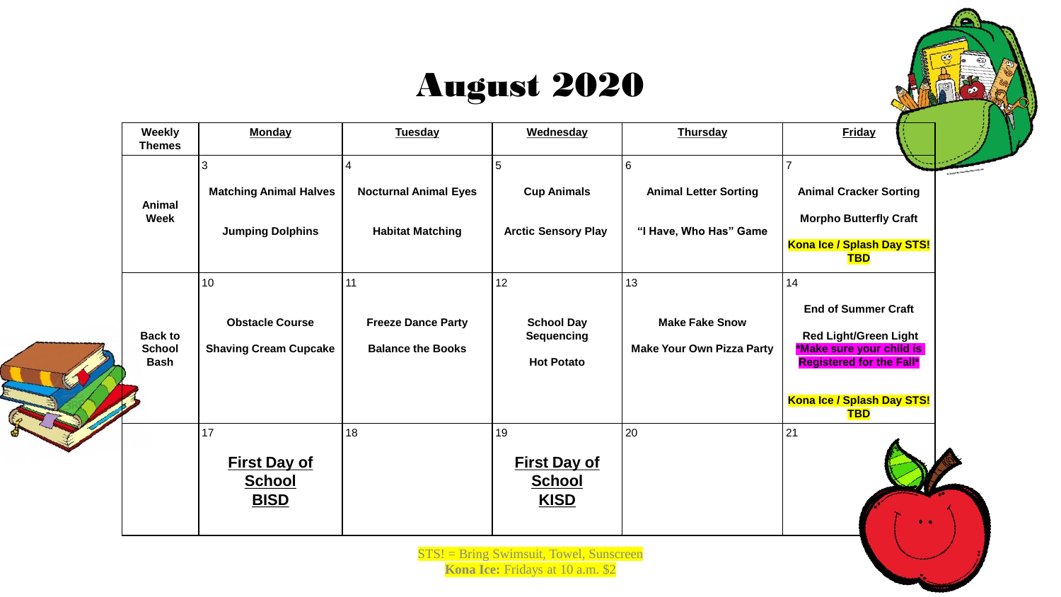# August 2020

| Weekly Themes | Monday | Tuesday | Wednesday | Thursday | Friday |
|---|---|---|---|---|---|
| **Animal Week** | 3<br>**Matching Animal Halves**<br>**Jumping Dolphins** | 4<br>**Nocturnal Animal Eyes**<br>**Habitat Matching** | 5<br>**Cup Animals**<br>**Arctic Sensory Play** | 6<br>**Animal Letter Sorting**<br>**"I Have, Who Has" Game** | 7<br>**Animal Cracker Sorting**<br>**Morpho Butterfly Craft**<br>**Kona Ice / Splash Day STS! TBD** |
| **Back to School Bash** | 10<br>**Obstacle Course**<br>**Shaving Cream Cupcake** | 11<br>**Freeze Dance Party**<br>**Balance the Books** | 12<br>**School Day Sequencing**<br>**Hot Potato** | 13<br>**Make Fake Snow**<br>**Make Your Own Pizza Party** | 14<br>**End of Summer Craft**<br>**Red Light/Green Light**<br>**\*Make sure your child is Registered for the Fall\***<br>**Kona Ice / Splash Day STS! TBD** |
| | 17<br>**First Day of School BISD** | 18 | 19<br>**First Day of School KISD** | 20 | 21 |

STS! = Bring Swimsuit, Towel, Sunscreen

**Kona Ice:** Fridays at 10 a.m. $2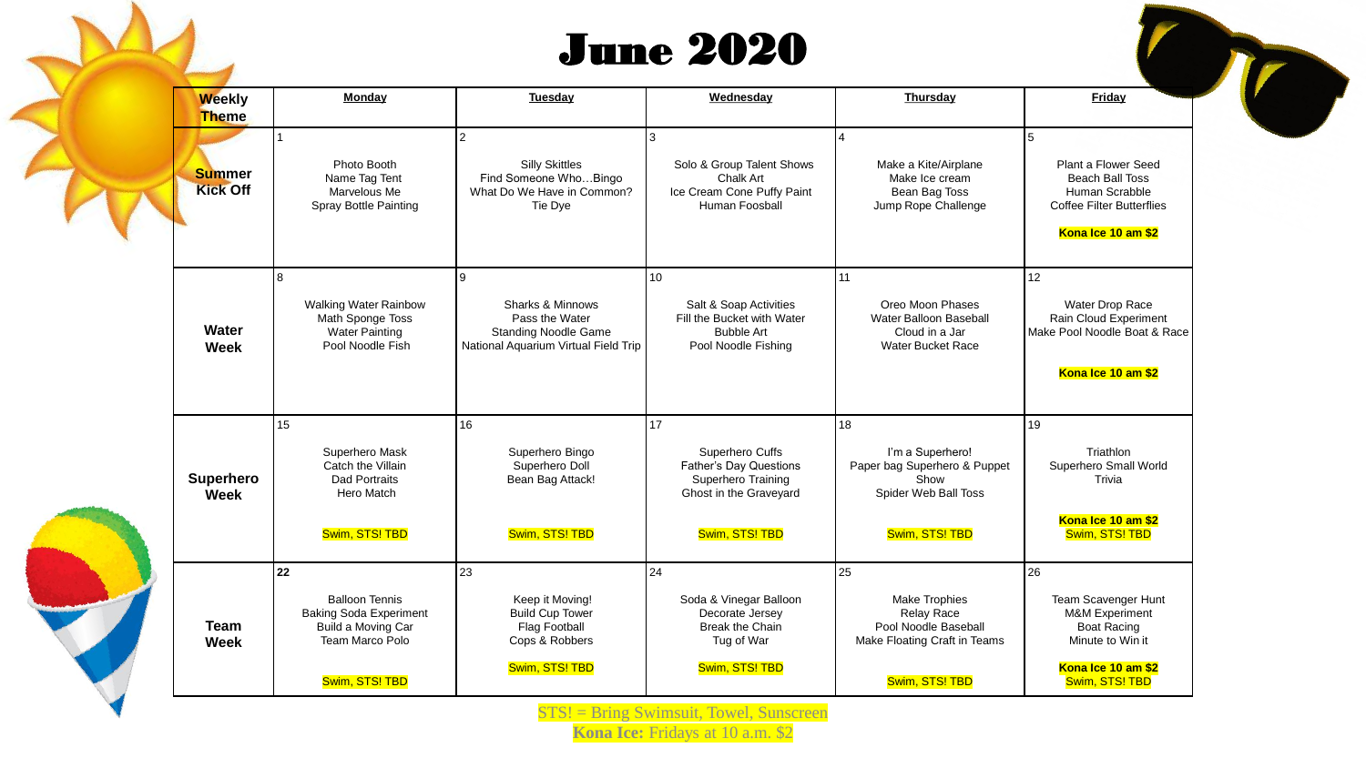# June 2020

| Weekly Theme | Monday | Tuesday | Wednesday | Thursday | Friday |
|---|---|---|---|---|---|
| **Summer Kick Off** | 1<br>Photo Booth<br>Name Tag Tent<br>Marvelous Me<br>Spray Bottle Painting | 2<br>Silly Skittles<br>Find Someone Who…Bingo<br>What Do We Have in Common?<br>Tie Dye | 3<br>Solo & Group Talent Shows<br>Chalk Art<br>Ice Cream Cone Puffy Paint<br>Human Foosball | 4<br>Make a Kite/Airplane<br>Make Ice cream<br>Bean Bag Toss<br>Jump Rope Challenge | 5<br>Plant a Flower Seed<br>Beach Ball Toss<br>Human Scrabble<br>Coffee Filter Butterflies<br>**Kona Ice 10 am $2** |
| **Water Week** | 8<br>Walking Water Rainbow<br>Math Sponge Toss<br>Water Painting<br>Pool Noodle Fish | 9<br>Sharks & Minnows<br>Pass the Water<br>Standing Noodle Game<br>National Aquarium Virtual Field Trip | 10<br>Salt & Soap Activities<br>Fill the Bucket with Water<br>Bubble Art<br>Pool Noodle Fishing | 11<br>Oreo Moon Phases<br>Water Balloon Baseball<br>Cloud in a Jar<br>Water Bucket Race | 12<br>Water Drop Race<br>Rain Cloud Experiment<br>Make Pool Noodle Boat & Race<br>**Kona Ice 10 am $2** |
| **Superhero Week** | 15<br>Superhero Mask<br>Catch the Villain<br>Dad Portraits<br>Hero Match<br>Swim, STS! TBD | 16<br>Superhero Bingo<br>Superhero Doll<br>Bean Bag Attack!<br>Swim, STS! TBD | 17<br>Superhero Cuffs<br>Father's Day Questions<br>Superhero Training<br>Ghost in the Graveyard<br>Swim, STS! TBD | 18<br>I'm a Superhero!<br>Paper bag Superhero & Puppet Show<br>Spider Web Ball Toss<br>Swim, STS! TBD | 19<br>Triathlon<br>Superhero Small World<br>Trivia<br>**Kona Ice 10 am $2**<br>Swim, STS! TBD |
| **Team Week** | **22**<br>Balloon Tennis<br>Baking Soda Experiment<br>Build a Moving Car<br>Team Marco Polo<br>Swim, STS! TBD | 23<br>Keep it Moving!<br>Build Cup Tower<br>Flag Football<br>Cops & Robbers<br>Swim, STS! TBD | 24<br>Soda & Vinegar Balloon<br>Decorate Jersey<br>Break the Chain<br>Tug of War<br>Swim, STS! TBD | 25<br>Make Trophies<br>Relay Race<br>Pool Noodle Baseball<br>Make Floating Craft in Teams<br>Swim, STS! TBD | 26<br>Team Scavenger Hunt<br>M&M Experiment<br>Boat Racing<br>Minute to Win it<br>**Kona Ice 10 am $2**<br>Swim, STS! TBD |

STS! = Bring Swimsuit, Towel, Sunscreen

**Kona Ice:** Fridays at 10 a.m. $2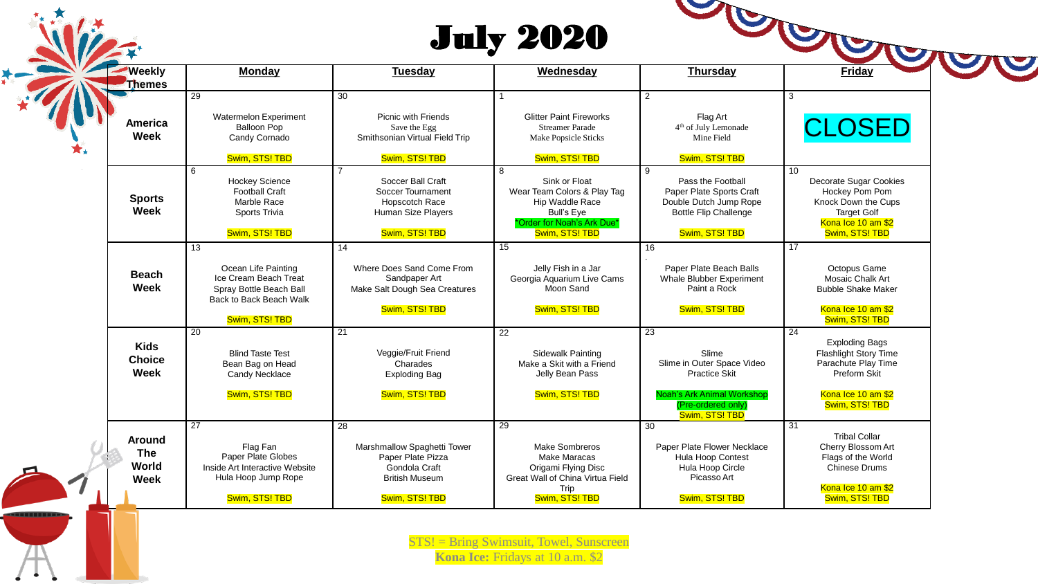# July 2020

| Weekly Themes | Monday | Tuesday | Wednesday | Thursday | Friday |
|---|---|---|---|---|---|
| **America Week** | 29<br>Watermelon Experiment<br>Balloon Pop<br>Candy Cornado<br>Swim, STS! TBD | 30<br>Picnic with Friends<br>Save the Egg<br>Smithsonian Virtual Field Trip<br>Swim, STS! TBD | 1<br>Glitter Paint Fireworks<br>Streamer Parade<br>Make Popsicle Sticks<br>Swim, STS! TBD | 2<br>Flag Art<br>4th of July Lemonade<br>Mine Field<br>Swim, STS! TBD | 3<br>CLOSED |
| **Sports Week** | 6<br>Hockey Science<br>Football Craft<br>Marble Race<br>Sports Trivia<br>Swim, STS! TBD | 7<br>Soccer Ball Craft<br>Soccer Tournament<br>Hopscotch Race<br>Human Size Players<br>Swim, STS! TBD | 8<br>Sink or Float<br>Wear Team Colors & Play Tag<br>Hip Waddle Race<br>Bull's Eye<br>*Order for Noah's Ark Due*<br>Swim, STS! TBD | 9<br>Pass the Football<br>Paper Plate Sports Craft<br>Double Dutch Jump Rope<br>Bottle Flip Challenge<br>Swim, STS! TBD | 10<br>Decorate Sugar Cookies<br>Hockey Pom Pom<br>Knock Down the Cups<br>Target Golf<br>Kona Ice 10 am $2<br>Swim, STS! TBD |
| **Beach Week** | 13<br>Ocean Life Painting<br>Ice Cream Beach Treat<br>Spray Bottle Beach Ball<br>Back to Back Beach Walk<br>Swim, STS! TBD | 14<br>Where Does Sand Come From<br>Sandpaper Art<br>Make Salt Dough Sea Creatures<br>Swim, STS! TBD | 15<br>Jelly Fish in a Jar<br>Georgia Aquarium Live Cams<br>Moon Sand<br>Swim, STS! TBD | 16<br>Paper Plate Beach Balls<br>Whale Blubber Experiment<br>Paint a Rock<br>Swim, STS! TBD | 17<br>Octopus Game<br>Mosaic Chalk Art<br>Bubble Shake Maker<br>Kona Ice 10 am $2<br>Swim, STS! TBD |
| **Kids Choice Week** | 20<br>Blind Taste Test<br>Bean Bag on Head<br>Candy Necklace<br>Swim, STS! TBD | 21<br>Veggie/Fruit Friend<br>Charades<br>Exploding Bag<br>Swim, STS! TBD | 22<br>Sidewalk Painting<br>Make a Skit with a Friend<br>Jelly Bean Pass<br>Swim, STS! TBD | 23<br>Slime<br>Slime in Outer Space Video<br>Practice Skit<br>Noah's Ark Animal Workshop (Pre-ordered only)<br>Swim, STS! TBD | 24<br>Exploding Bags<br>Flashlight Story Time<br>Parachute Play Time<br>Preform Skit<br>Kona Ice 10 am $2<br>Swim, STS! TBD |
| **Around The World Week** | 27<br>Flag Fan<br>Paper Plate Globes<br>Inside Art Interactive Website<br>Hula Hoop Jump Rope<br>Swim, STS! TBD | 28<br>Marshmallow Spaghetti Tower<br>Paper Plate Pizza<br>Gondola Craft<br>British Museum<br>Swim, STS! TBD | 29<br>Make Sombreros<br>Make Maracas<br>Origami Flying Disc<br>Great Wall of China Virtua Field Trip<br>Swim, STS! TBD | 30<br>Paper Plate Flower Necklace<br>Hula Hoop Contest<br>Hula Hoop Circle<br>Picasso Art<br>Swim, STS! TBD | 31<br>Tribal Collar<br>Cherry Blossom Art<br>Flags of the World<br>Chinese Drums<br>Kona Ice 10 am $2<br>Swim, STS! TBD |

STS! = Bring Swimsuit, Towel, Sunscreen
**Kona Ice:** Fridays at 10 a.m. $2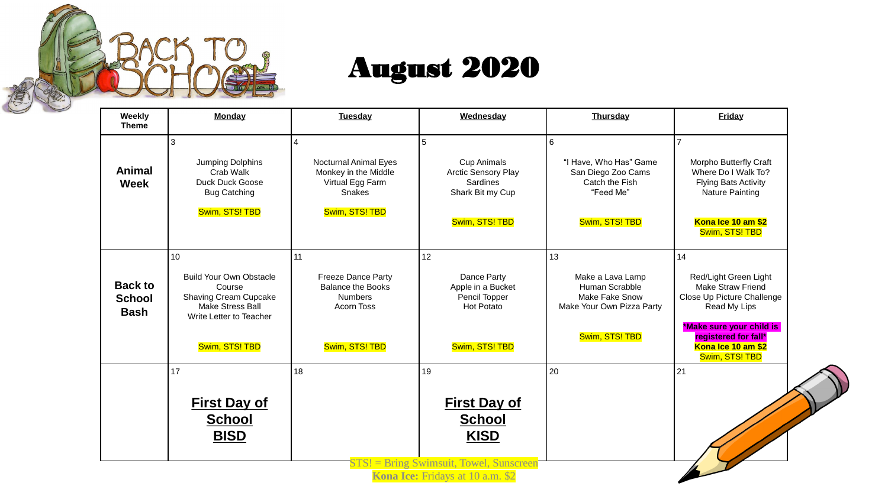# August 2020

| Weekly Theme | Monday | Tuesday | Wednesday | Thursday | Friday |
|---|---|---|---|---|---|
| **Animal Week** | 3<br>Jumping Dolphins<br>Crab Walk<br>Duck Duck Goose<br>Bug Catching<br>Swim, STS! TBD | 4<br>Nocturnal Animal Eyes<br>Monkey in the Middle<br>Virtual Egg Farm<br>Snakes<br>Swim, STS! TBD | 5<br>Cup Animals<br>Arctic Sensory Play<br>Sardines<br>Shark Bit my Cup<br>Swim, STS! TBD | 6<br>"I Have, Who Has" Game<br>San Diego Zoo Cams<br>Catch the Fish<br>"Feed Me"<br>Swim, STS! TBD | 7<br>Morpho Butterfly Craft<br>Where Do I Walk To?<br>Flying Bats Activity<br>Nature Painting<br>**Kona Ice 10 am $2**<br>Swim, STS! TBD |
| **Back to School Bash** | 10<br>Build Your Own Obstacle Course<br>Shaving Cream Cupcake<br>Make Stress Ball<br>Write Letter to Teacher<br>Swim, STS! TBD | 11<br>Freeze Dance Party<br>Balance the Books<br>Numbers<br>Acorn Toss<br>Swim, STS! TBD | 12<br>Dance Party<br>Apple in a Bucket<br>Pencil Topper<br>Hot Potato<br>Swim, STS! TBD | 13<br>Make a Lava Lamp<br>Human Scrabble<br>Make Fake Snow<br>Make Your Own Pizza Party<br>Swim, STS! TBD | 14<br>Red/Light Green Light<br>Make Straw Friend<br>Close Up Picture Challenge<br>Read My Lips<br>**\*Make sure your child is registered for fall\***<br>**Kona Ice 10 am $2**<br>Swim, STS! TBD |
| | 17<br>**First Day of School BISD** | 18 | 19<br>**First Day of School KISD** | 20 | 21 |

STS! = Bring Swimsuit, Towel, Sunscreen

**Kona Ice:** Fridays at 10 a.m. $2